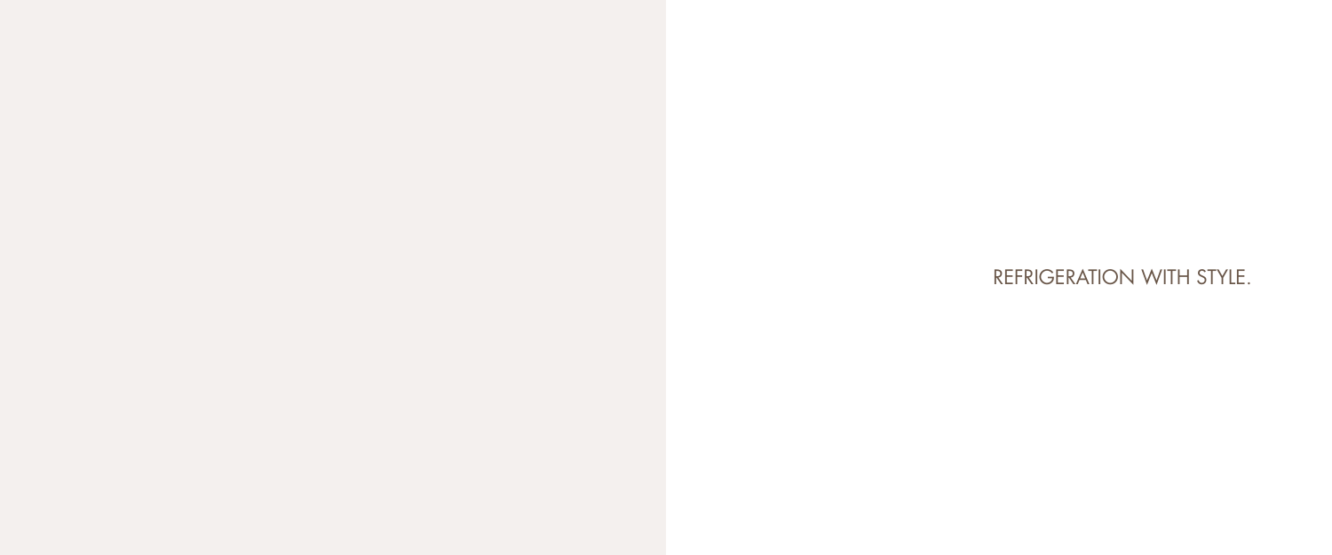REFRIGERATION WITH STYLE.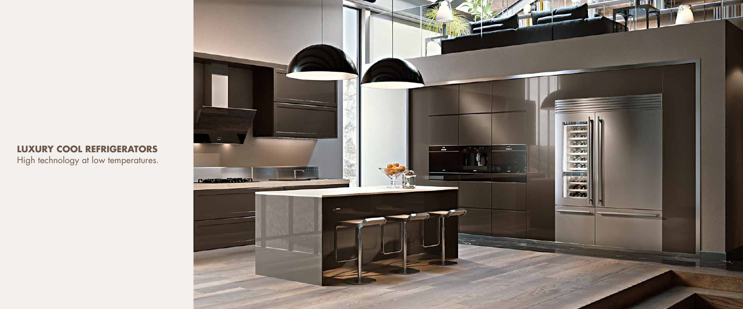**LUXURY COOL REFRIGERATORS**
High technology at low temperatures.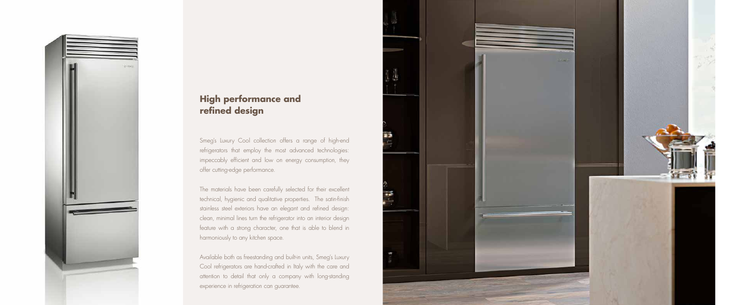## High performance and refined design

Smeg's Luxury Cool collection offers a range of high-end refrigerators that employ the most advanced technologies: impeccably efficient and low on energy consumption, they offer cutting-edge performance.

The materials have been carefully selected for their excellent technical, hygienic and qualitative properties. The satin-finish stainless steel exteriors have an elegant and refined design: clean, minimal lines turn the refrigerator into an interior design feature with a strong character, one that is able to blend in harmoniously to any kitchen space.

Available both as freestanding and built-in units, Smeg's Luxury Cool refrigerators are hand-crafted in Italy with the care and attention to detail that only a company with long-standing experience in refrigeration can guarantee.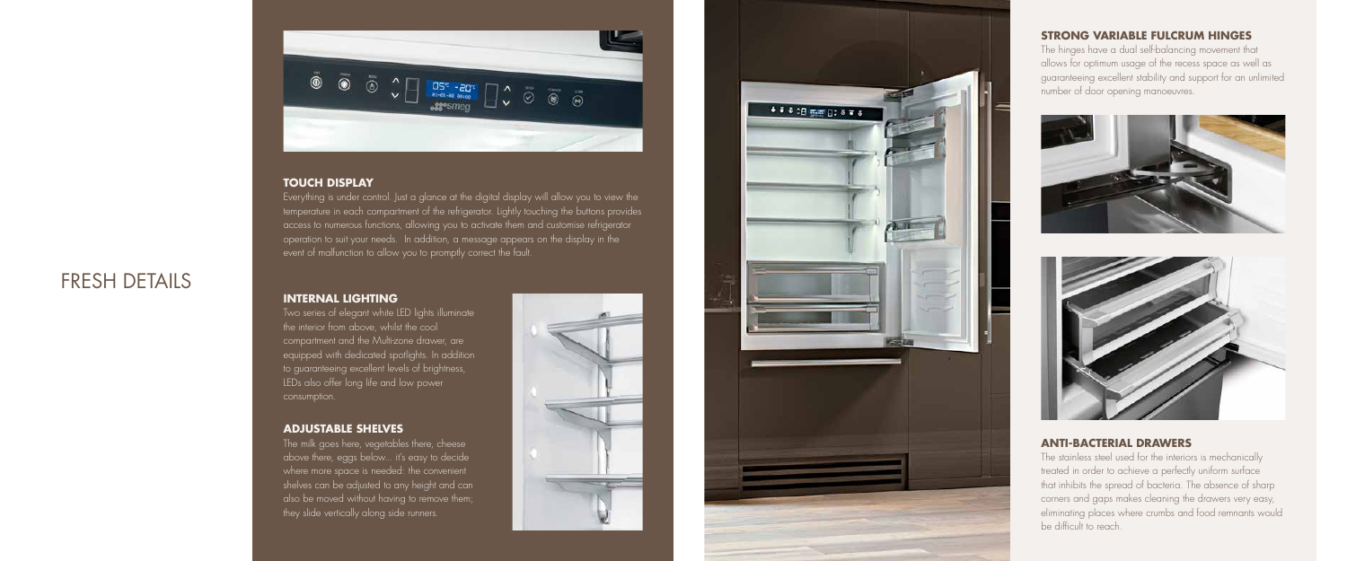# FRESH DETAILS

## TOUCH DISPLAY

Everything is under control. Just a glance at the digital display will allow you to view the temperature in each compartment of the refrigerator. Lightly touching the buttons provides access to numerous functions, allowing you to activate them and customise refrigerator operation to suit your needs. In addition, a message appears on the display in the event of malfunction to allow you to promptly correct the fault.

## INTERNAL LIGHTING

Two series of elegant white LED lights illuminate the interior from above, whilst the cool compartment and the Multi-zone drawer, are equipped with dedicated spotlights. In addition to guaranteeing excellent levels of brightness, LEDs also offer long life and low power consumption.

## ADJUSTABLE SHELVES

The milk goes here, vegetables there, cheese above there, eggs below... it's easy to decide where more space is needed: the convenient shelves can be adjusted to any height and can also be moved without having to remove them; they slide vertically along side runners.

## STRONG VARIABLE FULCRUM HINGES

The hinges have a dual self-balancing movement that allows for optimum usage of the recess space as well as guaranteeing excellent stability and support for an unlimited number of door opening manoeuvres.

## ANTI-BACTERIAL DRAWERS

The stainless steel used for the interiors is mechanically treated in order to achieve a perfectly uniform surface that inhibits the spread of bacteria. The absence of sharp corners and gaps makes cleaning the drawers very easy, eliminating places where crumbs and food remnants would be difficult to reach.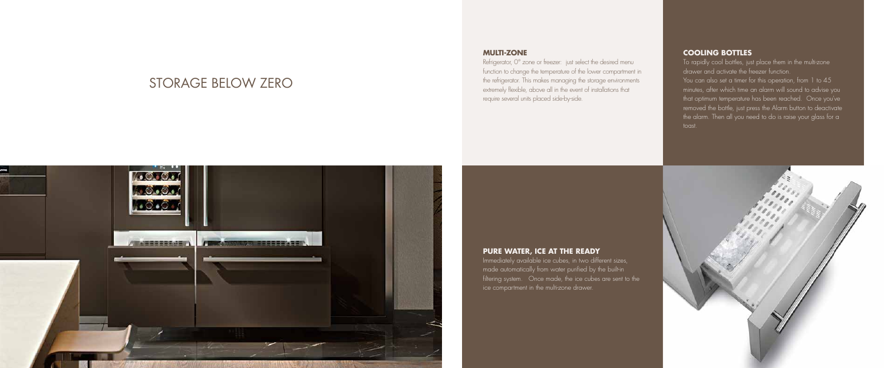# STORAGE BELOW ZERO

### MULTI-ZONE

Refrigerator, 0° zone or freezer: just select the desired menu function to change the temperature of the lower compartment in the refrigerator. This makes managing the storage environments extremely flexible, above all in the event of installations that require several units placed side-by-side.

### COOLING BOTTLES

To rapidly cool bottles, just place them in the multi-zone drawer and activate the freezer function.
You can also set a timer for this operation, from 1 to 45 minutes, after which time an alarm will sound to advise you that optimum temperature has been reached. Once you've removed the bottle, just press the Alarm button to deactivate the alarm. Then all you need to do is raise your glass for a toast.

### PURE WATER, ICE AT THE READY

Immediately available ice cubes, in two different sizes, made automatically from water purified by the built-in filtering system. Once made, the ice cubes are sent to the ice compartment in the multi-zone drawer.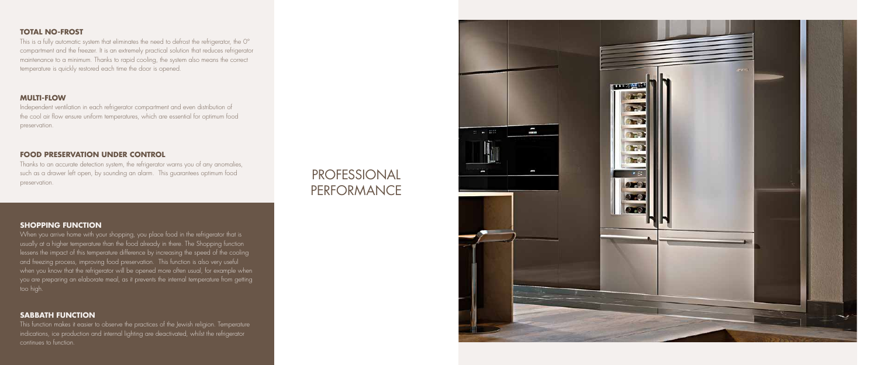### TOTAL NO-FROST

This is a fully automatic system that eliminates the need to defrost the refrigerator, the 0° compartment and the freezer. It is an extremely practical solution that reduces refrigerator maintenance to a minimum. Thanks to rapid cooling, the system also means the correct temperature is quickly restored each time the door is opened.

### MULTI-FLOW

Independent ventilation in each refrigerator compartment and even distribution of the cool air flow ensure uniform temperatures, which are essential for optimum food preservation.

### FOOD PRESERVATION UNDER CONTROL

Thanks to an accurate detection system, the refrigerator warns you of any anomalies, such as a drawer left open, by sounding an alarm. This guarantees optimum food preservation.

### SHOPPING FUNCTION

When you arrive home with your shopping, you place food in the refrigerator that is usually at a higher temperature than the food already in there. The Shopping function lessens the impact of this temperature difference by increasing the speed of the cooling and freezing process, improving food preservation. This function is also very useful when you know that the refrigerator will be opened more often usual, for example when you are preparing an elaborate meal, as it prevents the internal temperature from getting too high.

### SABBATH FUNCTION

This function makes it easier to observe the practices of the Jewish religion. Temperature indications, ice production and internal lighting are deactivated, whilst the refrigerator continues to function.

# PROFESSIONAL PERFORMANCE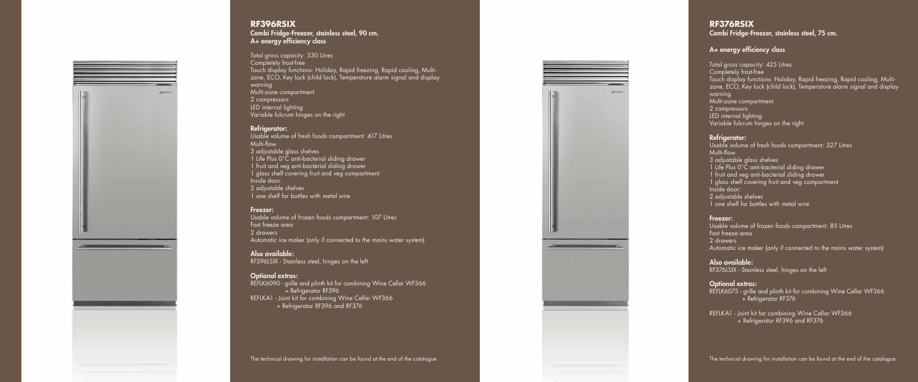## RF396RSIX

**Combi Fridge-Freezer, stainless steel, 90 cm.**
**A+ energy efficiency class**

Total gross capacity: 530 Litres
Completely frost-free
Touch display functions: Holiday, Rapid freezing, Rapid cooling, Multi-zone, ECO, Key lock (child lock), Temperature alarm signal and display warning
Multi-zone compartment
2 compressors
LED internal lighting
Variable fulcrum hinges on the right

**Refrigerator:**
Usable volume of fresh foods compartment: 417 Litres
Multi-flow
3 adjustable glass shelves
1 Life Plus 0°C anti-bacterial sliding drawer
1 fruit and veg anti-bacterial sliding drawer
1 glass shelf covering fruit and veg compartment
Inside door:
2 adjustable shelves
1 one shelf for bottles with metal wire

**Freezer:**
Usable volume of frozen foods compartment: 107 Litres
Fast freeze area
2 drawers
Automatic ice maker (only if connected to the mains water system)

**Also available:**
RF396LSIX - Stainless steel, hinges on the left

**Optional extras:**
REFLK6090 - grille and plinth kit for combining Wine Cellar WF366 + Refrigerator RF396
REFLKA1 - Joint kit for combining Wine Cellar WF366 + Refrigerator RF396 and RF376

The technical drawing for installation can be found at the end of the catalogue.

## RF376RSIX

**Combi Fridge-Freezer, stainless steel, 75 cm.**

**A+ energy efficiency class**

Total gross capacity: 425 Litres
Completely frost-free
Touch display functions: Holiday, Rapid freezing, Rapid cooling, Multi-zone, ECO, Key lock (child lock), Temperature alarm signal and display warning
Multi-zone compartment
2 compressors
LED internal lighting
Variable fulcrum hinges on the right

**Refrigerator:**
Usable volume of fresh foods compartment: 327 Litres
Multi-flow
3 adjustable glass shelves
1 Life Plus 0°C anti-bacterial sliding drawer
1 fruit and veg anti-bacterial sliding drawer
1 glass shelf covering fruit and veg compartment
Inside door:
2 adjustable shelves
1 one shelf for bottles with metal wire

**Freezer:**
Usable volume of frozen foods compartment: 85 Litres
Fast freeze area
2 drawers
Automatic ice maker (only if connected to the mains water system)

**Also available:**
RF376LSIX - Stainless steel, hinges on the left

**Optional extras:**
REFLK6075 - grille and plinth kit for combining Wine Cellar WF366 + Refrigerator RF376

REFLKA1 - Joint kit for combining Wine Cellar WF366 + Refrigerator RF396 and RF376

The technical drawing for installation can be found at the end of the catalogue.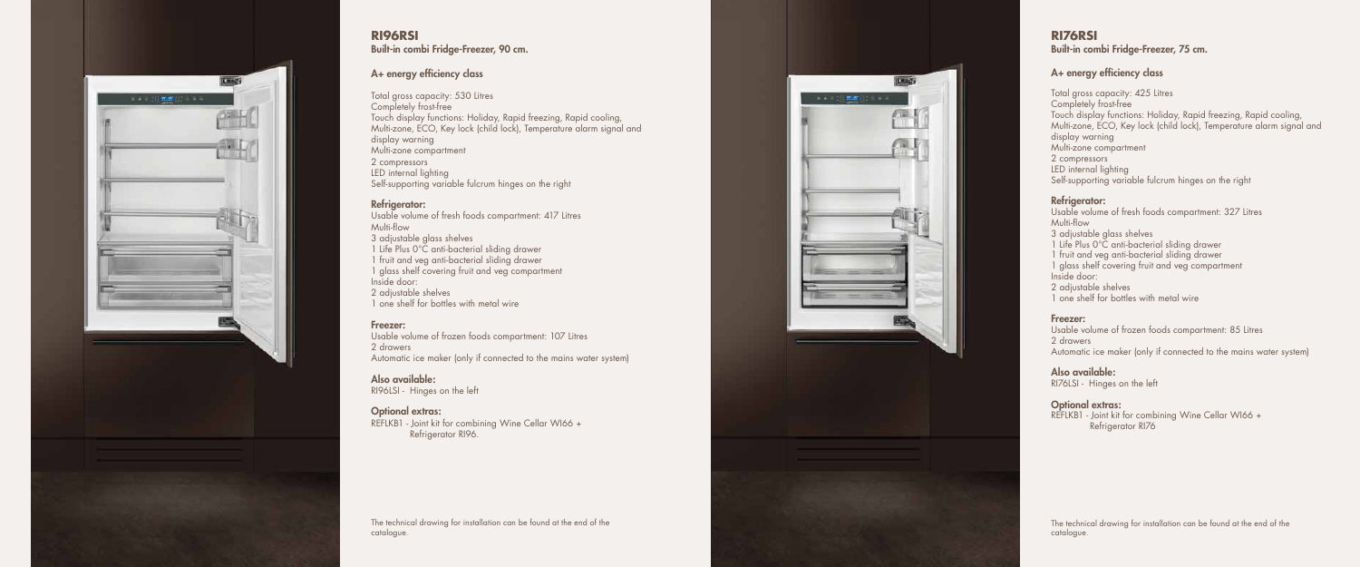## RI96RSI

**Built-in combi Fridge-Freezer, 90 cm.**

**A+ energy efficiency class**

Total gross capacity: 530 Litres
Completely frost-free
Touch display functions: Holiday, Rapid freezing, Rapid cooling, Multi-zone, ECO, Key lock (child lock), Temperature alarm signal and display warning
Multi-zone compartment
2 compressors
LED internal lighting
Self-supporting variable fulcrum hinges on the right

**Refrigerator:**
Usable volume of fresh foods compartment: 417 Litres
Multi-flow
3 adjustable glass shelves
1 Life Plus 0°C anti-bacterial sliding drawer
1 fruit and veg anti-bacterial sliding drawer
1 glass shelf covering fruit and veg compartment
Inside door:
2 adjustable shelves
1 one shelf for bottles with metal wire

**Freezer:**
Usable volume of frozen foods compartment: 107 Litres
2 drawers
Automatic ice maker (only if connected to the mains water system)

**Also available:**
RI96LSI - Hinges on the left

**Optional extras:**
REFLKB1 - Joint kit for combining Wine Cellar WI66 + Refrigerator RI96.

The technical drawing for installation can be found at the end of the catalogue.

## RI76RSI

**Built-in combi Fridge-Freezer, 75 cm.**

**A+ energy efficiency class**

Total gross capacity: 425 Litres
Completely frost-free
Touch display functions: Holiday, Rapid freezing, Rapid cooling, Multi-zone, ECO, Key lock (child lock), Temperature alarm signal and display warning
Multi-zone compartment
2 compressors
LED internal lighting
Self-supporting variable fulcrum hinges on the right

**Refrigerator:**
Usable volume of fresh foods compartment: 327 Litres
Multi-flow
3 adjustable glass shelves
1 Life Plus 0°C anti-bacterial sliding drawer
1 fruit and veg anti-bacterial sliding drawer
1 glass shelf covering fruit and veg compartment
Inside door:
2 adjustable shelves
1 one shelf for bottles with metal wire

**Freezer:**
Usable volume of frozen foods compartment: 85 Litres
2 drawers
Automatic ice maker (only if connected to the mains water system)

**Also available:**
RI76LSI - Hinges on the left

**Optional extras:**
REFLKB1 - Joint kit for combining Wine Cellar WI66 + Refrigerator RI76

The technical drawing for installation can be found at the end of the catalogue.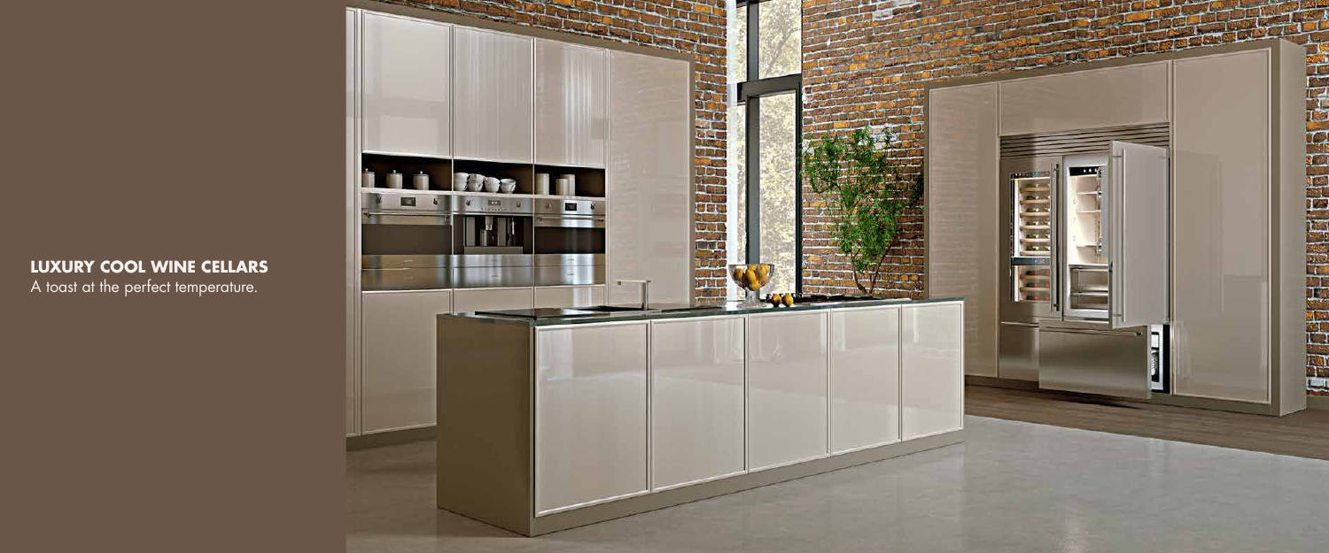**LUXURY COOL WINE CELLARS**
A toast at the perfect temperature.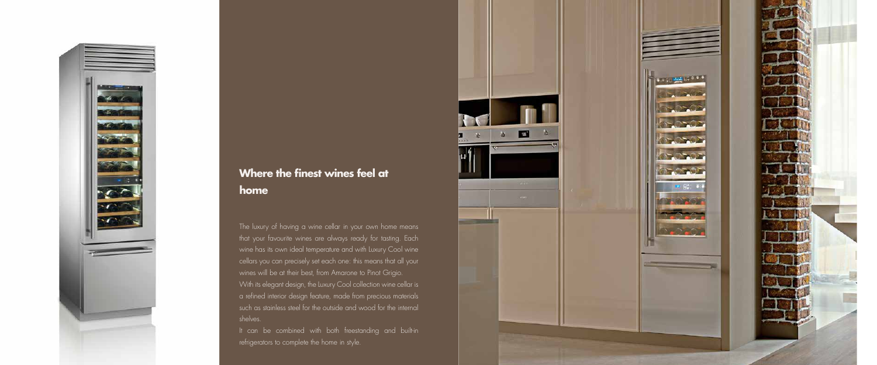## Where the finest wines feel at home

The luxury of having a wine cellar in your own home means that your favourite wines are always ready for tasting. Each wine has its own ideal temperature and with Luxury Cool wine cellars you can precisely set each one: this means that all your wines will be at their best, from Amarone to Pinot Grigio.

With its elegant design, the Luxury Cool collection wine cellar is a refined interior design feature, made from precious materials such as stainless steel for the outside and wood for the internal shelves.

It can be combined with both freestanding and built-in refrigerators to complete the home in style.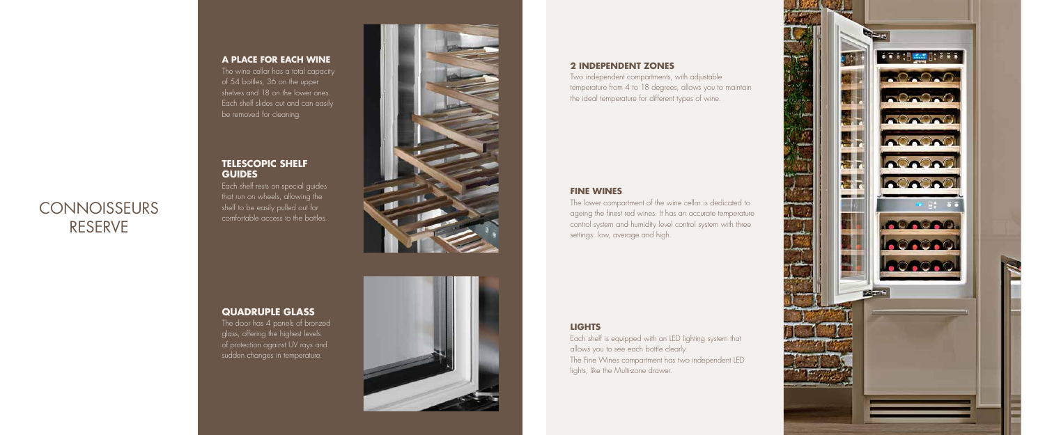# CONNOISSEURS RESERVE

### A PLACE FOR EACH WINE

The wine cellar has a total capacity of 54 bottles, 36 on the upper shelves and 18 on the lower ones. Each shelf slides out and can easily be removed for cleaning.

### TELESCOPIC SHELF GUIDES

Each shelf rests on special guides that run on wheels, allowing the shelf to be easily pulled out for comfortable access to the bottles.

### QUADRUPLE GLASS

The door has 4 panels of bronzed glass, offering the highest levels of protection against UV rays and sudden changes in temperature.

### 2 INDEPENDENT ZONES

Two independent compartments, with adjustable temperature from 4 to 18 degrees, allows you to maintain the ideal temperature for different types of wine.

### FINE WINES

The lower compartment of the wine cellar is dedicated to ageing the finest red wines. It has an accurate temperature control system and humidity level control system with three settings: low, average and high.

### LIGHTS

Each shelf is equipped with an LED lighting system that allows you to see each bottle clearly.
The Fine Wines compartment has two independent LED lights, like the Multi-zone drawer.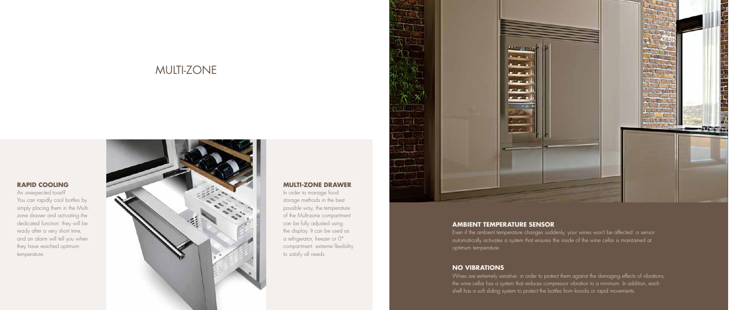# MULTI-ZONE

### RAPID COOLING

An unexpected toast?
You can rapidly cool bottles by simply placing them in the Multi-zone drawer and activating the dedicated function: they will be ready after a very short time, and an alarm will tell you when they have reached optimum temperature.

### MULTI-ZONE DRAWER

In order to manage food storage methods in the best possible way, the temperature of the Multi-zone compartment can be fully adjusted using the display. It can be used as a refrigerator, freezer or 0° compartment: extreme flexibility to satisfy all needs.

### AMBIENT TEMPERATURE SENSOR

Even if the ambient temperature changes suddenly, your wines won't be affected: a sensor automatically activates a system that ensures the inside of the wine cellar is maintained at optimum temperature.

### NO VIBRATIONS

Wines are extremely sensitive: in order to protect them against the damaging effects of vibrations, the wine cellar has a system that reduces compressor vibration to a minimum. In addition, each shelf has a soft sliding system to protect the bottles from knocks or rapid movements.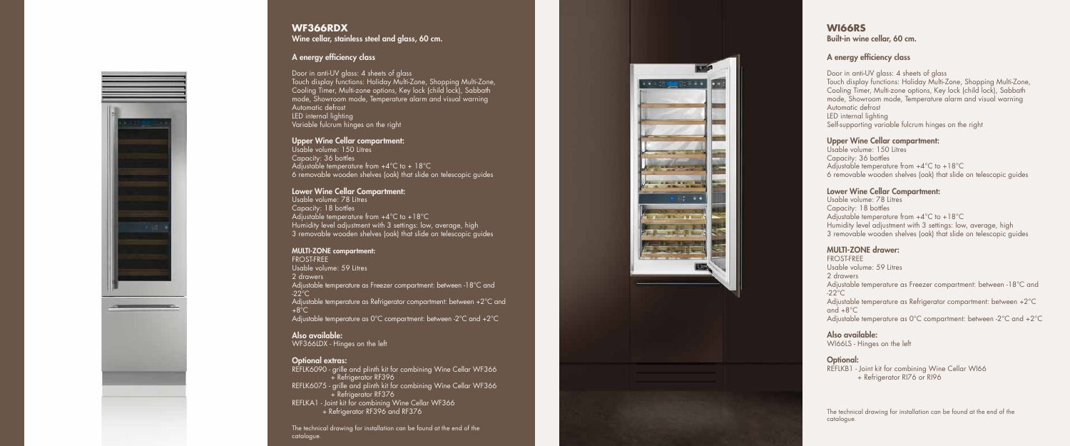## WF366RDX

**Wine cellar, stainless steel and glass, 60 cm.**

### A energy efficiency class

Door in anti-UV glass: 4 sheets of glass
Touch display functions: Holiday Multi-Zone, Shopping Multi-Zone, Cooling Timer, Multi-zone options, Key lock (child lock), Sabbath mode, Showroom mode, Temperature alarm and visual warning
Automatic defrost
LED internal lighting
Variable fulcrum hinges on the right

**Upper Wine Cellar compartment:**
Usable volume: 150 Litres
Capacity: 36 bottles
Adjustable temperature from +4°C to + 18°C
6 removable wooden shelves (oak) that slide on telescopic guides

**Lower Wine Cellar Compartment:**
Usable volume: 78 Litres
Capacity: 18 bottles
Adjustable temperature from +4°C to +18°C
Humidity level adjustment with 3 settings: low, average, high
3 removable wooden shelves (oak) that slide on telescopic guides

**MULTI-ZONE compartment:**
FROST-FREE
Usable volume: 59 Litres
2 drawers
Adjustable temperature as Freezer compartment: between -18°C and -22°C
Adjustable temperature as Refrigerator compartment: between +2°C and +8°C
Adjustable temperature as 0°C compartment: between -2°C and +2°C

**Also available:**
WF366LDX - Hinges on the left

**Optional extras:**
REFLK6090 - grille and plinth kit for combining Wine Cellar WF366 + Refrigerator RF396
REFLK6075 - grille and plinth kit for combining Wine Cellar WF366 + Refrigerator RF376
REFLKA1 - Joint kit for combining Wine Cellar WF366 + Refrigerator RF396 and RF376

The technical drawing for installation can be found at the end of the catalogue.

## WI66RS

**Built-in wine cellar, 60 cm.**

### A energy efficiency class

Door in anti-UV glass: 4 sheets of glass
Touch display functions: Holiday Multi-Zone, Shopping Multi-Zone, Cooling Timer, Multi-zone options, Key lock (child lock), Sabbath mode, Showroom mode, Temperature alarm and visual warning
Automatic defrost
LED internal lighting
Self-supporting variable fulcrum hinges on the right

**Upper Wine Cellar compartment:**
Usable volume: 150 Litres
Capacity: 36 bottles
Adjustable temperature from +4°C to +18°C
6 removable wooden shelves (oak) that slide on telescopic guides

**Lower Wine Cellar Compartment:**
Usable volume: 78 Litres
Capacity: 18 bottles
Adjustable temperature from +4°C to +18°C
Humidity level adjustment with 3 settings: low, average, high
3 removable wooden shelves (oak) that slide on telescopic guides

**MULTI-ZONE drawer:**
FROST-FREE
Usable volume: 59 Litres
2 drawers
Adjustable temperature as Freezer compartment: between -18°C and -22°C
Adjustable temperature as Refrigerator compartment: between +2°C and +8°C
Adjustable temperature as 0°C compartment: between -2°C and +2°C

**Also available:**
WI66LS - Hinges on the left

**Optional:**
REFLKB1 - Joint kit for combining Wine Cellar WI66 + Refrigerator RI76 or RI96

The technical drawing for installation can be found at the end of the catalogue.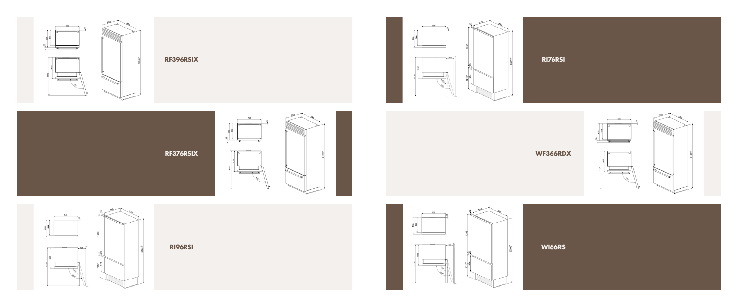**RF396RSIX**

**RI76RSI**

**RF376RSIX**

**WF366RDX**

**RI96RSI**

**WI66RS**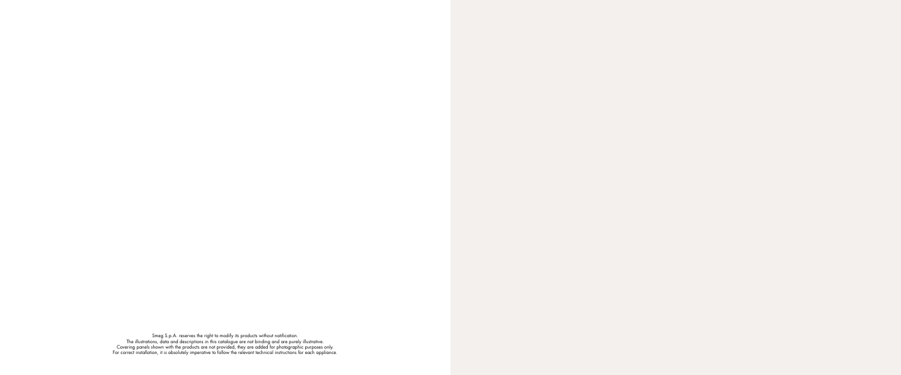Smeg S.p.A. reserves the right to modify its products without notification.
The illustrations, data and descriptions in this catalogue are not binding and are purely illustrative.
Covering panels shown with the products are not provided, they are added for photographic purposes only.
For correct installation, it is absolutely imperative to follow the relevant technical instructions for each appliance.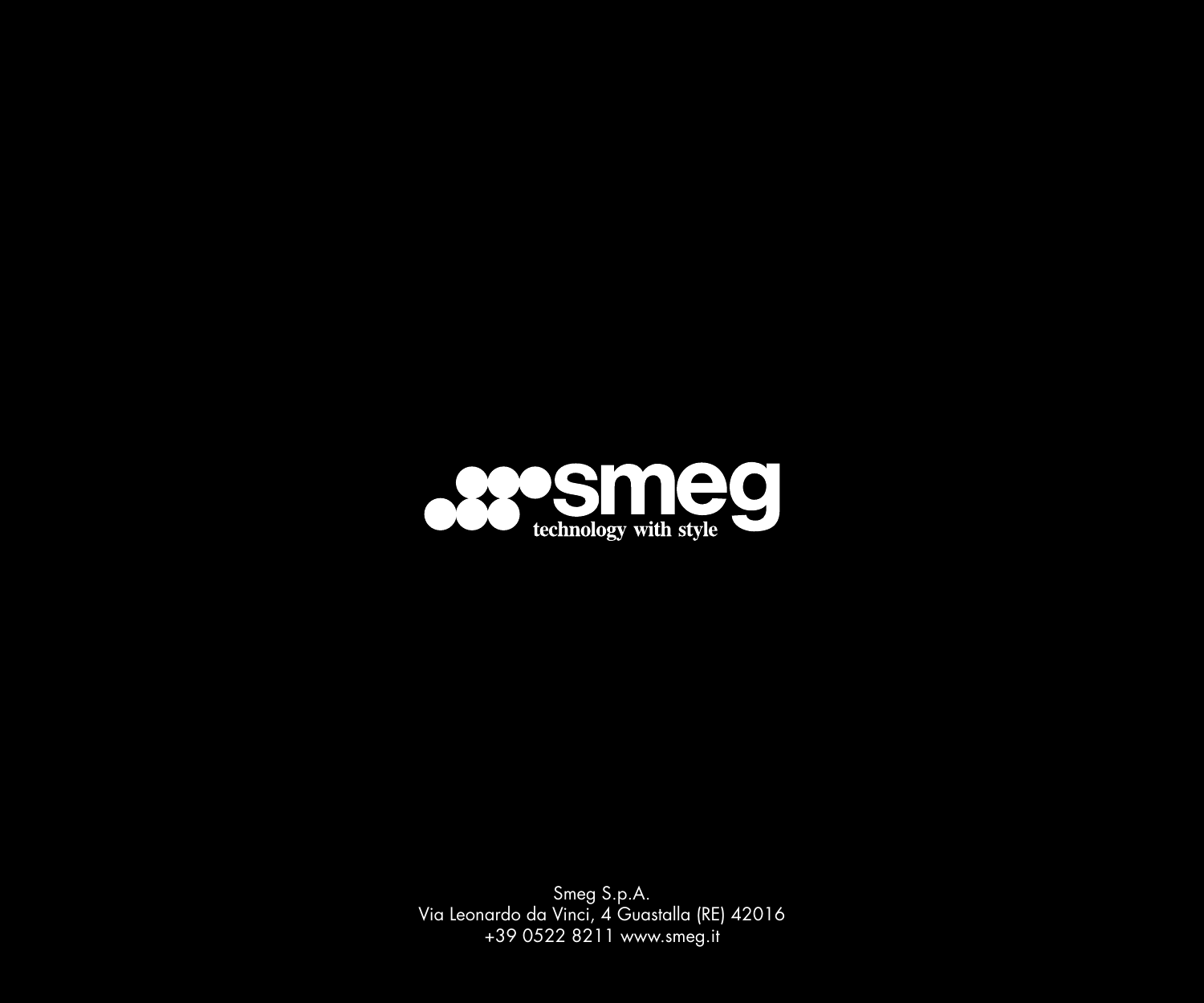smeg

technology with style

Smeg S.p.A.
Via Leonardo da Vinci, 4 Guastalla (RE) 42016
+39 0522 8211 www.smeg.it